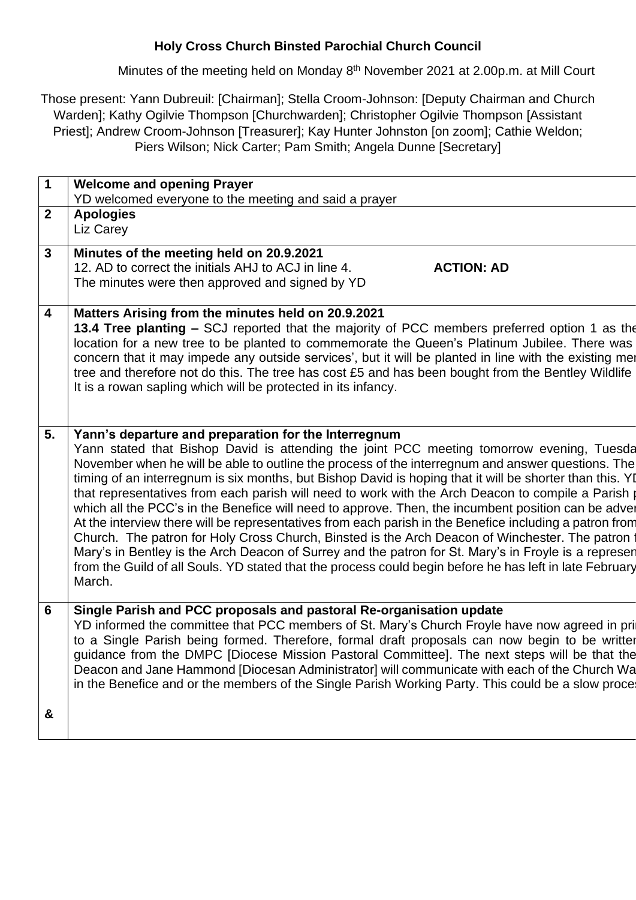**Holy Cross Church Binsted Parochial Church Council**

Minutes of the meeting held on Monday 8th November 2021 at 2.00p.m. at Mill Court

Those present: Yann Dubreuil: [Chairman]; Stella Croom-Johnson: [Deputy Chairman and Church Warden]; Kathy Ogilvie Thompson [Churchwarden]; Christopher Ogilvie Thompson [Assistant Priest]; Andrew Croom-Johnson [Treasurer]; Kay Hunter Johnston [on zoom]; Cathie Weldon; Piers Wilson; Nick Carter; Pam Smith; Angela Dunne [Secretary]

| | |
|---|---|
| **1** | **Welcome and opening Prayer**<br>YD welcomed everyone to the meeting and said a prayer |
| **2** | **Apologies**<br>Liz Carey |
| **3** | **Minutes of the meeting held on 20.9.2021**<br>12. AD to correct the initials AHJ to ACJ in line 4. **ACTION: AD**<br>The minutes were then approved and signed by YD |
| **4** | **Matters Arising from the minutes held on 20.9.2021**<br>**13.4 Tree planting –** SCJ reported that the majority of PCC members preferred option 1 as the location for a new tree to be planted to commemorate the Queen's Platinum Jubilee. There was concern that it may impede any outside services', but it will be planted in line with the existing me tree and therefore not do this. The tree has cost £5 and has been bought from the Bentley Wildlife It is a rowan sapling which will be protected in its infancy. |
| **5.** | **Yann's departure and preparation for the Interregnum**<br>Yann stated that Bishop David is attending the joint PCC meeting tomorrow evening, Tuesda November when he will be able to outline the process of the interregnum and answer questions. The timing of an interregnum is six months, but Bishop David is hoping that it will be shorter than this. YD that representatives from each parish will need to work with the Arch Deacon to compile a Parish which all the PCC's in the Benefice will need to approve. Then, the incumbent position can be adve At the interview there will be representatives from each parish in the Benefice including a patron from Church. The patron for Holy Cross Church, Binsted is the Arch Deacon of Winchester. The patron Mary's in Bentley is the Arch Deacon of Surrey and the patron for St. Mary's in Froyle is a represen from the Guild of all Souls. YD stated that the process could begin before he has left in late February March. |
| **6**<br><br>**&** | **Single Parish and PCC proposals and pastoral Re-organisation update**<br>YD informed the committee that PCC members of St. Mary's Church Froyle have now agreed in pri to a Single Parish being formed. Therefore, formal draft proposals can now begin to be writter guidance from the DMPC [Diocese Mission Pastoral Committee]. The next steps will be that the Deacon and Jane Hammond [Diocesan Administrator] will communicate with each of the Church Wa in the Benefice and or the members of the Single Parish Working Party. This could be a slow proce |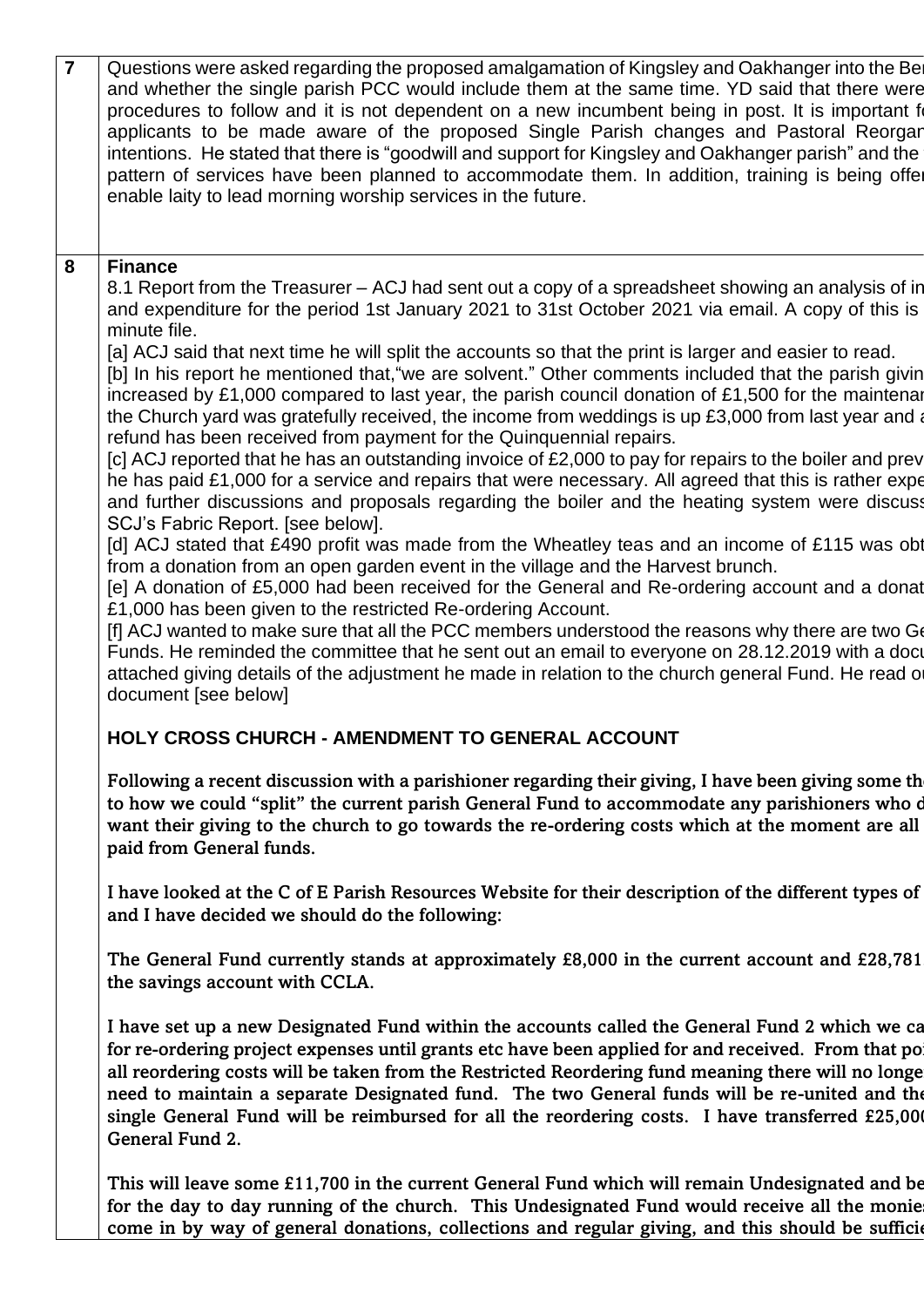| | |
|---|---|
| **7** | Questions were asked regarding the proposed amalgamation of Kingsley and Oakhanger into the Ber and whether the single parish PCC would include them at the same time. YD said that there were procedures to follow and it is not dependent on a new incumbent being in post. It is important f applicants to be made aware of the proposed Single Parish changes and Pastoral Reorgan intentions. He stated that there is "goodwill and support for Kingsley and Oakhanger parish" and the pattern of services have been planned to accommodate them. In addition, training is being offer enable laity to lead morning worship services in the future. |
| **8** | **Finance**<br>8.1 Report from the Treasurer – ACJ had sent out a copy of a spreadsheet showing an analysis of in and expenditure for the period 1st January 2021 to 31st October 2021 via email. A copy of this is minute file.<br>[a] ACJ said that next time he will split the accounts so that the print is larger and easier to read.<br>[b] In his report he mentioned that,"we are solvent." Other comments included that the parish givin increased by £1,000 compared to last year, the parish council donation of £1,500 for the maintenan the Church yard was gratefully received, the income from weddings is up £3,000 from last year and a refund has been received from payment for the Quinquennial repairs.<br>[c] ACJ reported that he has an outstanding invoice of £2,000 to pay for repairs to the boiler and prev he has paid £1,000 for a service and repairs that were necessary. All agreed that this is rather expe and further discussions and proposals regarding the boiler and the heating system were discuss SCJ's Fabric Report. [see below].<br>[d] ACJ stated that £490 profit was made from the Wheatley teas and an income of £115 was obt from a donation from an open garden event in the village and the Harvest brunch.<br>[e] A donation of £5,000 had been received for the General and Re-ordering account and a donat £1,000 has been given to the restricted Re-ordering Account.<br>[f] ACJ wanted to make sure that all the PCC members understood the reasons why there are two Ge Funds. He reminded the committee that he sent out an email to everyone on 28.12.2019 with a docu attached giving details of the adjustment he made in relation to the church general Fund. He read ou document [see below]<br><br>**HOLY CROSS CHURCH - AMENDMENT TO GENERAL ACCOUNT**<br><br>**Following a recent discussion with a parishioner regarding their giving, I have been giving some th to how we could "split" the current parish General Fund to accommodate any parishioners who d want their giving to the church to go towards the re-ordering costs which at the moment are all paid from General funds.**<br><br>**I have looked at the C of E Parish Resources Website for their description of the different types of and I have decided we should do the following:**<br><br>**The General Fund currently stands at approximately £8,000 in the current account and £28,781 the savings account with CCLA.**<br><br>**I have set up a new Designated Fund within the accounts called the General Fund 2 which we ca for re-ordering project expenses until grants etc have been applied for and received. From that poi all reordering costs will be taken from the Restricted Reordering fund meaning there will no longe need to maintain a separate Designated fund. The two General funds will be re-united and the single General Fund will be reimbursed for all the reordering costs. I have transferred £25,000 General Fund 2.**<br><br>**This will leave some £11,700 in the current General Fund which will remain Undesignated and be for the day to day running of the church. This Undesignated Fund would receive all the monies come in by way of general donations, collections and regular giving, and this should be sufficie** |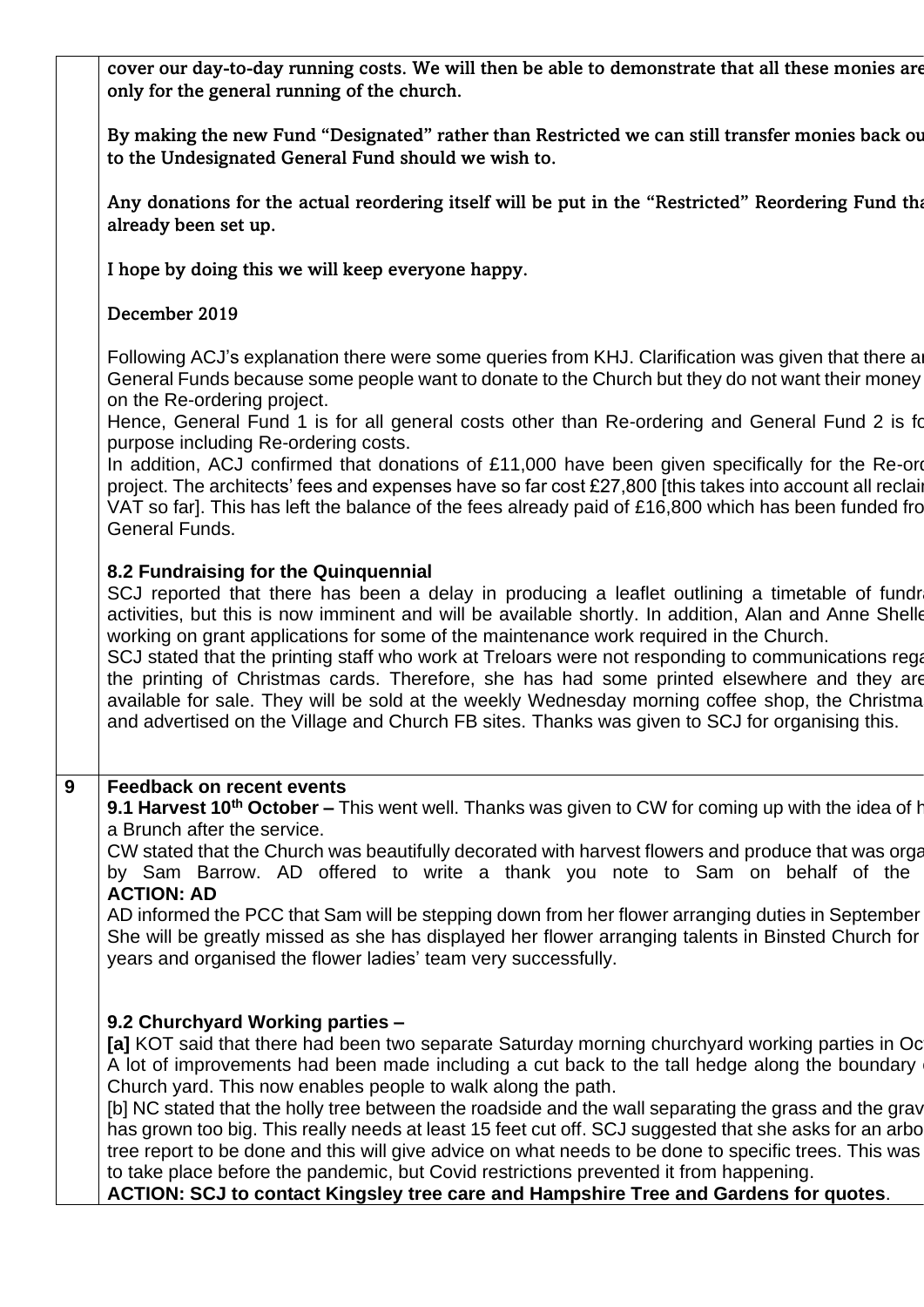|   |   |
|---|---|
|   | **cover our day-to-day running costs. We will then be able to demonstrate that all these monies are only for the general running of the church.**<br><br>**By making the new Fund "Designated" rather than Restricted we can still transfer monies back ou to the Undesignated General Fund should we wish to.**<br><br>**Any donations for the actual reordering itself will be put in the "Restricted" Reordering Fund tha already been set up.**<br><br>**I hope by doing this we will keep everyone happy.**<br><br>**December 2019**<br><br>Following ACJ's explanation there were some queries from KHJ. Clarification was given that there ar General Funds because some people want to donate to the Church but they do not want their money on the Re-ordering project.<br>Hence, General Fund 1 is for all general costs other than Re-ordering and General Fund 2 is fo purpose including Re-ordering costs.<br>In addition, ACJ confirmed that donations of £11,000 have been given specifically for the Re-ord project. The architects' fees and expenses have so far cost £27,800 [this takes into account all reclai VAT so far]. This has left the balance of the fees already paid of £16,800 which has been funded fro General Funds.<br><br>**8.2 Fundraising for the Quinquennial**<br>SCJ reported that there has been a delay in producing a leaflet outlining a timetable of fundra activities, but this is now imminent and will be available shortly. In addition, Alan and Anne Shelle working on grant applications for some of the maintenance work required in the Church.<br>SCJ stated that the printing staff who work at Treloars were not responding to communications rega the printing of Christmas cards. Therefore, she has had some printed elsewhere and they are available for sale. They will be sold at the weekly Wednesday morning coffee shop, the Christma and advertised on the Village and Church FB sites. Thanks was given to SCJ for organising this. |
| **9** | **Feedback on recent events**<br>**9.1 Harvest 10th October –** This went well. Thanks was given to CW for coming up with the idea of h a Brunch after the service.<br>CW stated that the Church was beautifully decorated with harvest flowers and produce that was orga by Sam Barrow. AD offered to write a thank you note to Sam on behalf of the<br>**ACTION: AD**<br>AD informed the PCC that Sam will be stepping down from her flower arranging duties in September She will be greatly missed as she has displayed her flower arranging talents in Binsted Church for years and organised the flower ladies' team very successfully.<br><br>**9.2 Churchyard Working parties –**<br>**[a]** KOT said that there had been two separate Saturday morning churchyard working parties in Oc A lot of improvements had been made including a cut back to the tall hedge along the boundary Church yard. This now enables people to walk along the path.<br>[b] NC stated that the holly tree between the roadside and the wall separating the grass and the grav has grown too big. This really needs at least 15 feet cut off. SCJ suggested that she asks for an arbo tree report to be done and this will give advice on what needs to be done to specific trees. This was to take place before the pandemic, but Covid restrictions prevented it from happening.<br>**ACTION: SCJ to contact Kingsley tree care and Hampshire Tree and Gardens for quotes**. |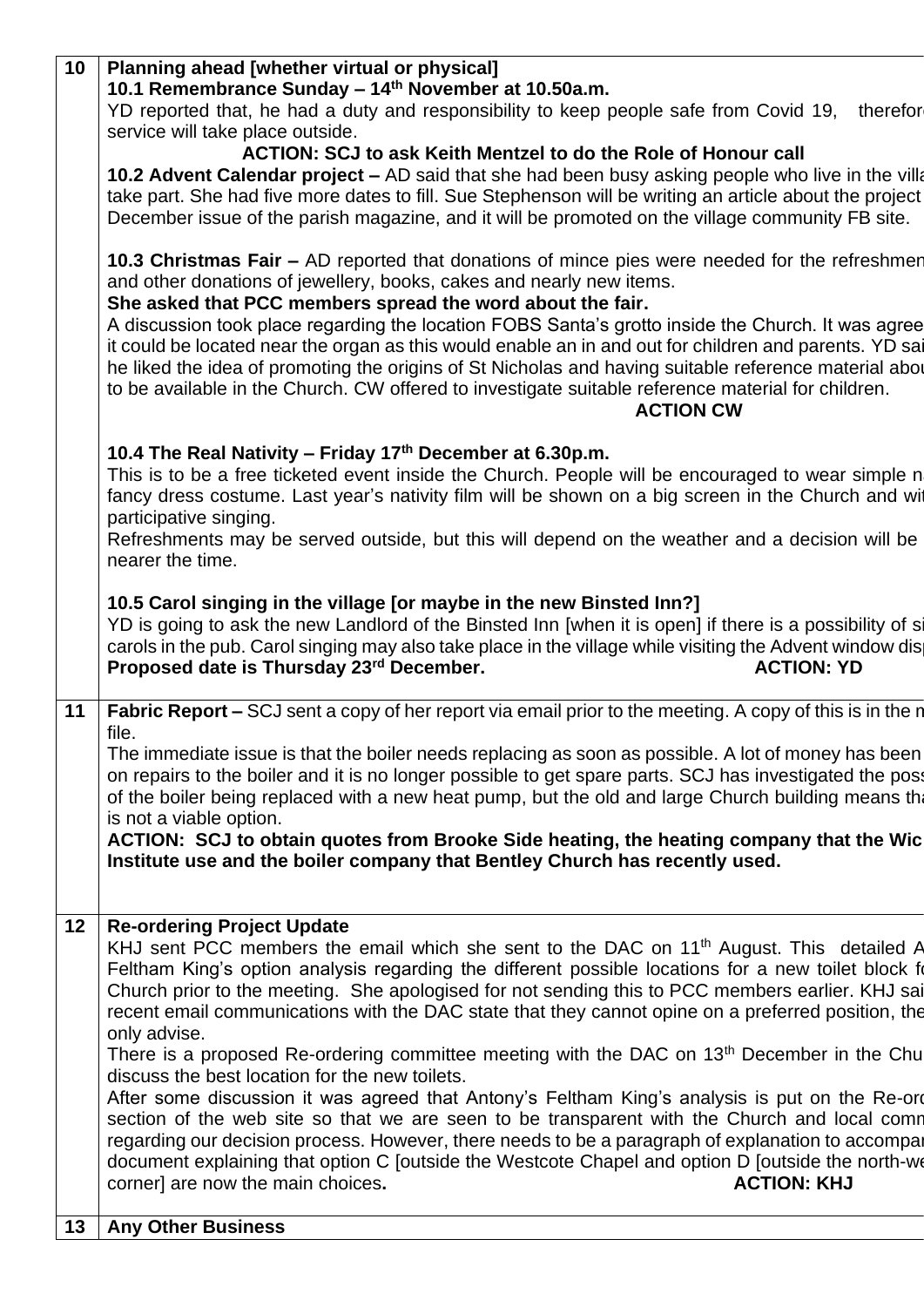| | |
|---|---|
| **10** | **Planning ahead [whether virtual or physical]**<br>**10.1 Remembrance Sunday – 14th November at 10.50a.m.**<br>YD reported that, he had a duty and responsibility to keep people safe from Covid 19, therefor service will take place outside.<br>**ACTION: SCJ to ask Keith Mentzel to do the Role of Honour call**<br>**10.2 Advent Calendar project –** AD said that she had been busy asking people who live in the villa take part. She had five more dates to fill. Sue Stephenson will be writing an article about the project December issue of the parish magazine, and it will be promoted on the village community FB site.<br><br>**10.3 Christmas Fair –** AD reported that donations of mince pies were needed for the refreshmen and other donations of jewellery, books, cakes and nearly new items.<br>**She asked that PCC members spread the word about the fair.**<br>A discussion took place regarding the location FOBS Santa's grotto inside the Church. It was agree it could be located near the organ as this would enable an in and out for children and parents. YD sai he liked the idea of promoting the origins of St Nicholas and having suitable reference material abou to be available in the Church. CW offered to investigate suitable reference material for children.<br>**ACTION CW**<br><br>**10.4 The Real Nativity – Friday 17th December at 6.30p.m.**<br>This is to be a free ticketed event inside the Church. People will be encouraged to wear simple n fancy dress costume. Last year's nativity film will be shown on a big screen in the Church and wit participative singing.<br>Refreshments may be served outside, but this will depend on the weather and a decision will be nearer the time.<br><br>**10.5 Carol singing in the village [or maybe in the new Binsted Inn?]**<br>YD is going to ask the new Landlord of the Binsted Inn [when it is open] if there is a possibility of si carols in the pub. Carol singing may also take place in the village while visiting the Advent window dis<br>**Proposed date is Thursday 23rd December. ACTION: YD** |
| **11** | **Fabric Report –** SCJ sent a copy of her report via email prior to the meeting. A copy of this is in the m file.<br>The immediate issue is that the boiler needs replacing as soon as possible. A lot of money has been on repairs to the boiler and it is no longer possible to get spare parts. SCJ has investigated the poss of the boiler being replaced with a new heat pump, but the old and large Church building means tha is not a viable option.<br>**ACTION: SCJ to obtain quotes from Brooke Side heating, the heating company that the Wic Institute use and the boiler company that Bentley Church has recently used.** |
| **12** | **Re-ordering Project Update**<br>KHJ sent PCC members the email which she sent to the DAC on 11th August. This detailed A Feltham King's option analysis regarding the different possible locations for a new toilet block fo Church prior to the meeting. She apologised for not sending this to PCC members earlier. KHJ sai recent email communications with the DAC state that they cannot opine on a preferred position, the only advise.<br>There is a proposed Re-ordering committee meeting with the DAC on 13th December in the Chu discuss the best location for the new toilets.<br>After some discussion it was agreed that Antony's Feltham King's analysis is put on the Re-ord section of the web site so that we are seen to be transparent with the Church and local comm regarding our decision process. However, there needs to be a paragraph of explanation to accompar document explaining that option C [outside the Westcote Chapel and option D [outside the north-we corner] are now the main choices. **ACTION: KHJ** |
| **13** | **Any Other Business** |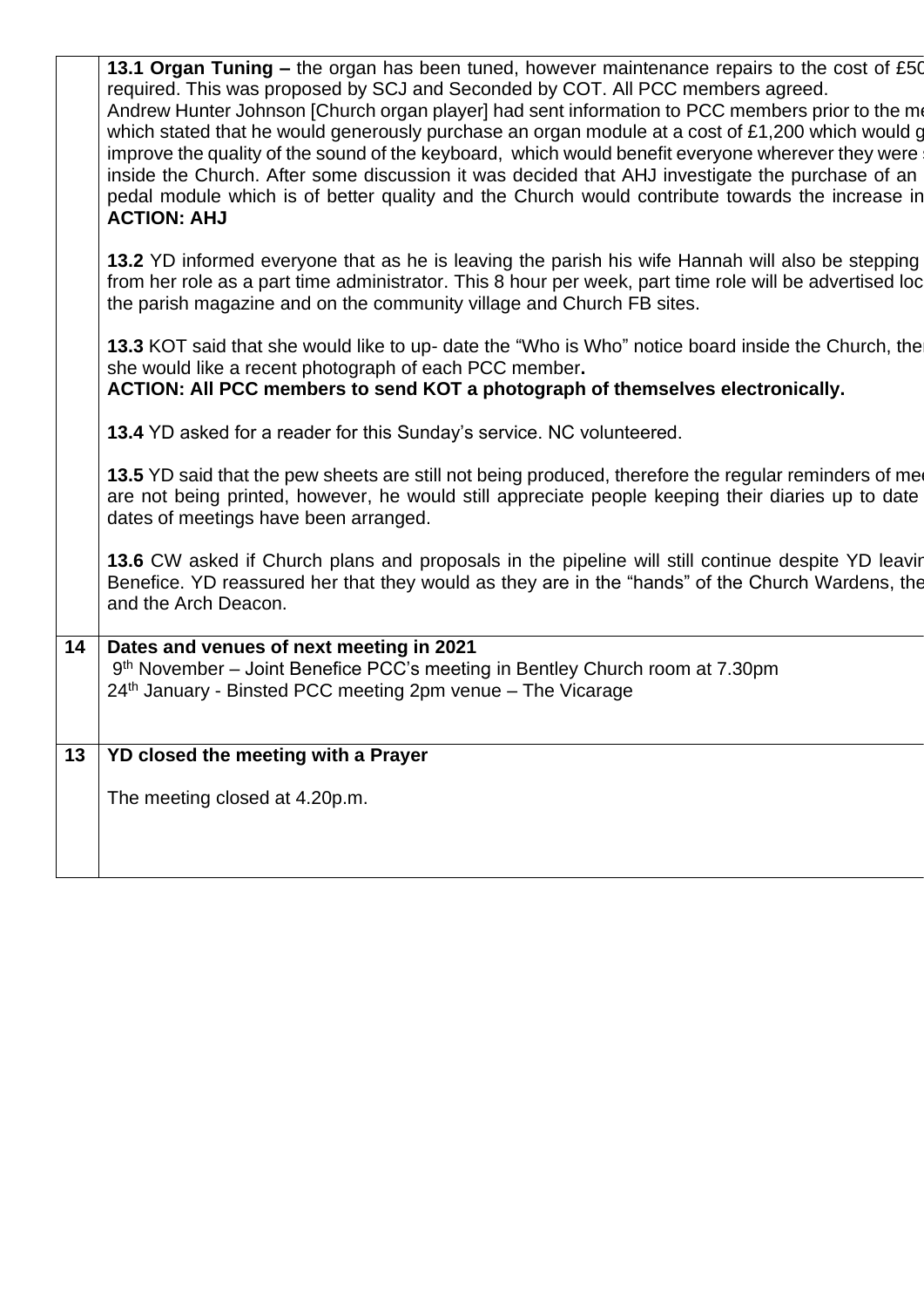| | |
|---|---|
| | **13.1 Organ Tuning –** the organ has been tuned, however maintenance repairs to the cost of £50 required. This was proposed by SCJ and Seconded by COT. All PCC members agreed.<br>Andrew Hunter Johnson [Church organ player] had sent information to PCC members prior to the me which stated that he would generously purchase an organ module at a cost of £1,200 which would g improve the quality of the sound of the keyboard, which would benefit everyone wherever they were inside the Church. After some discussion it was decided that AHJ investigate the purchase of an pedal module which is of better quality and the Church would contribute towards the increase in<br>**ACTION: AHJ**<br><br>**13.2** YD informed everyone that as he is leaving the parish his wife Hannah will also be stepping from her role as a part time administrator. This 8 hour per week, part time role will be advertised loc the parish magazine and on the community village and Church FB sites.<br><br>**13.3** KOT said that she would like to up- date the "Who is Who" notice board inside the Church, the she would like a recent photograph of each PCC member**.**<br>**ACTION: All PCC members to send KOT a photograph of themselves electronically.**<br><br>**13.4** YD asked for a reader for this Sunday's service. NC volunteered.<br><br>**13.5** YD said that the pew sheets are still not being produced, therefore the regular reminders of me are not being printed, however, he would still appreciate people keeping their diaries up to date dates of meetings have been arranged.<br><br>**13.6** CW asked if Church plans and proposals in the pipeline will still continue despite YD leavin Benefice. YD reassured her that they would as they are in the "hands" of the Church Wardens, the and the Arch Deacon. |
| **14** | **Dates and venues of next meeting in 2021**<br>9th November – Joint Benefice PCC's meeting in Bentley Church room at 7.30pm<br>24th January - Binsted PCC meeting 2pm venue – The Vicarage |
| **13** | **YD closed the meeting with a Prayer**<br><br>The meeting closed at 4.20p.m. |